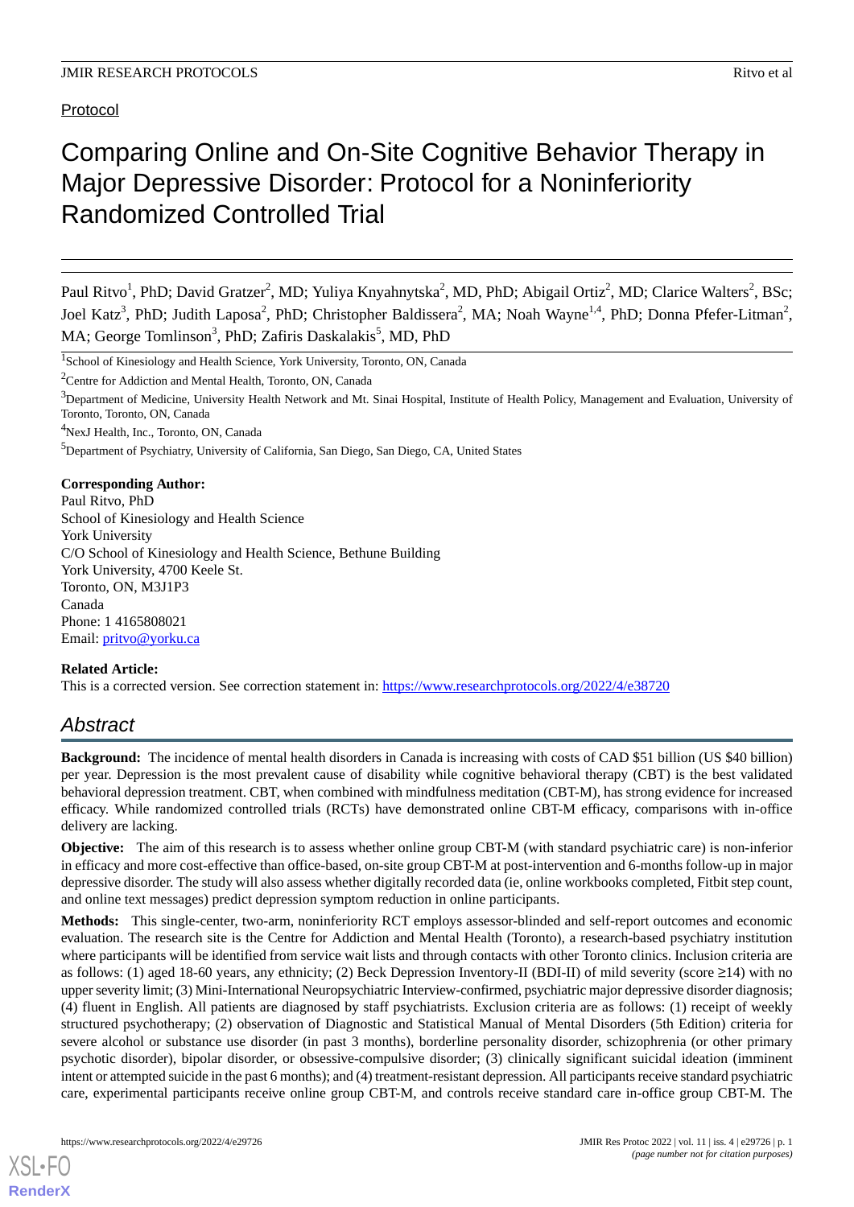Protocol

# Comparing Online and On-Site Cognitive Behavior Therapy in Major Depressive Disorder: Protocol for a Noninferiority Randomized Controlled Trial

Paul Ritvo[1], PhD; David Gratzer[2], MD; Yuliya Knyahnytska[2], MD, PhD; Abigail Ortiz[2], MD; Clarice Walters[2], BSc; Joel Katz[3], PhD; Judith Laposa[2], PhD; Christopher Baldissera[2], MA; Noah Wayne[1,4], PhD; Donna Pfefer-Litman[2], MA; George Tomlinson[3], PhD; Zafiris Daskalakis[5], MD, PhD

[1]School of Kinesiology and Health Science, York University, Toronto, ON, Canada

[2]Centre for Addiction and Mental Health, Toronto, ON, Canada

[3]Department of Medicine, University Health Network and Mt. Sinai Hospital, Institute of Health Policy, Management and Evaluation, University of Toronto, Toronto, ON, Canada

[4]NexJ Health, Inc., Toronto, ON, Canada

[5]Department of Psychiatry, University of California, San Diego, San Diego, CA, United States

**Corresponding Author:**
Paul Ritvo, PhD
School of Kinesiology and Health Science
York University
C/O School of Kinesiology and Health Science, Bethune Building
York University, 4700 Keele St.
Toronto, ON, M3J1P3
Canada
Phone: 1 4165808021
Email: pritvo@yorku.ca

**Related Article:**
This is a corrected version. See correction statement in: https://www.researchprotocols.org/2022/4/e38720

## Abstract

**Background:** The incidence of mental health disorders in Canada is increasing with costs of CAD $51 billion (US $40 billion) per year. Depression is the most prevalent cause of disability while cognitive behavioral therapy (CBT) is the best validated behavioral depression treatment. CBT, when combined with mindfulness meditation (CBT-M), has strong evidence for increased efficacy. While randomized controlled trials (RCTs) have demonstrated online CBT-M efficacy, comparisons with in-office delivery are lacking.

**Objective:** The aim of this research is to assess whether online group CBT-M (with standard psychiatric care) is non-inferior in efficacy and more cost-effective than office-based, on-site group CBT-M at post-intervention and 6-months follow-up in major depressive disorder. The study will also assess whether digitally recorded data (ie, online workbooks completed, Fitbit step count, and online text messages) predict depression symptom reduction in online participants.

**Methods:** This single-center, two-arm, noninferiority RCT employs assessor-blinded and self-report outcomes and economic evaluation. The research site is the Centre for Addiction and Mental Health (Toronto), a research-based psychiatry institution where participants will be identified from service wait lists and through contacts with other Toronto clinics. Inclusion criteria are as follows: (1) aged 18-60 years, any ethnicity; (2) Beck Depression Inventory-II (BDI-II) of mild severity (score ≥14) with no upper severity limit; (3) Mini-International Neuropsychiatric Interview-confirmed, psychiatric major depressive disorder diagnosis; (4) fluent in English. All patients are diagnosed by staff psychiatrists. Exclusion criteria are as follows: (1) receipt of weekly structured psychotherapy; (2) observation of Diagnostic and Statistical Manual of Mental Disorders (5th Edition) criteria for severe alcohol or substance use disorder (in past 3 months), borderline personality disorder, schizophrenia (or other primary psychotic disorder), bipolar disorder, or obsessive-compulsive disorder; (3) clinically significant suicidal ideation (imminent intent or attempted suicide in the past 6 months); and (4) treatment-resistant depression. All participants receive standard psychiatric care, experimental participants receive online group CBT-M, and controls receive standard care in-office group CBT-M. The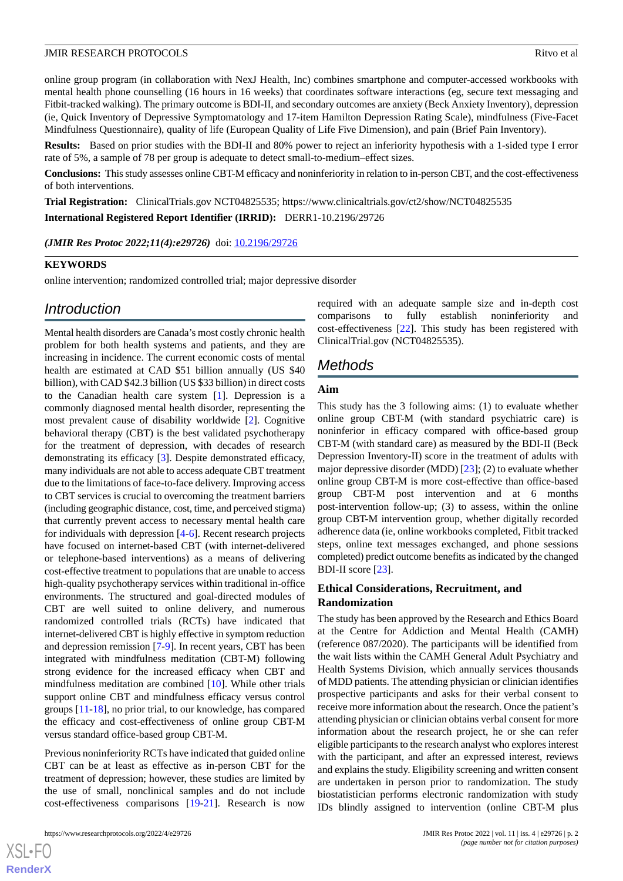online group program (in collaboration with NexJ Health, Inc) combines smartphone and computer-accessed workbooks with mental health phone counselling (16 hours in 16 weeks) that coordinates software interactions (eg, secure text messaging and Fitbit-tracked walking). The primary outcome is BDI-II, and secondary outcomes are anxiety (Beck Anxiety Inventory), depression (ie, Quick Inventory of Depressive Symptomatology and 17-item Hamilton Depression Rating Scale), mindfulness (Five-Facet Mindfulness Questionnaire), quality of life (European Quality of Life Five Dimension), and pain (Brief Pain Inventory).

**Results:** Based on prior studies with the BDI-II and 80% power to reject an inferiority hypothesis with a 1-sided type I error rate of 5%, a sample of 78 per group is adequate to detect small-to-medium–effect sizes.

**Conclusions:** This study assesses online CBT-M efficacy and noninferiority in relation to in-person CBT, and the cost-effectiveness of both interventions.

**Trial Registration:** ClinicalTrials.gov NCT04825535; https://www.clinicaltrials.gov/ct2/show/NCT04825535

**International Registered Report Identifier (IRRID):** DERR1-10.2196/29726

***(JMIR Res Protoc 2022;11(4):e29726)*** doi: 10.2196/29726

**KEYWORDS**

online intervention; randomized controlled trial; major depressive disorder

## Introduction

Mental health disorders are Canada's most costly chronic health problem for both health systems and patients, and they are increasing in incidence. The current economic costs of mental health are estimated at CAD $51 billion annually (US $40 billion), with CAD $42.3 billion (US $33 billion) in direct costs to the Canadian health care system [1]. Depression is a commonly diagnosed mental health disorder, representing the most prevalent cause of disability worldwide [2]. Cognitive behavioral therapy (CBT) is the best validated psychotherapy for the treatment of depression, with decades of research demonstrating its efficacy [3]. Despite demonstrated efficacy, many individuals are not able to access adequate CBT treatment due to the limitations of face-to-face delivery. Improving access to CBT services is crucial to overcoming the treatment barriers (including geographic distance, cost, time, and perceived stigma) that currently prevent access to necessary mental health care for individuals with depression [4-6]. Recent research projects have focused on internet-based CBT (with internet-delivered or telephone-based interventions) as a means of delivering cost-effective treatment to populations that are unable to access high-quality psychotherapy services within traditional in-office environments. The structured and goal-directed modules of CBT are well suited to online delivery, and numerous randomized controlled trials (RCTs) have indicated that internet-delivered CBT is highly effective in symptom reduction and depression remission [7-9]. In recent years, CBT has been integrated with mindfulness meditation (CBT-M) following strong evidence for the increased efficacy when CBT and mindfulness meditation are combined [10]. While other trials support online CBT and mindfulness efficacy versus control groups [11-18], no prior trial, to our knowledge, has compared the efficacy and cost-effectiveness of online group CBT-M versus standard office-based group CBT-M.

Previous noninferiority RCTs have indicated that guided online CBT can be at least as effective as in-person CBT for the treatment of depression; however, these studies are limited by the use of small, nonclinical samples and do not include cost-effectiveness comparisons [19-21]. Research is now required with an adequate sample size and in-depth cost comparisons to fully establish noninferiority and cost-effectiveness [22]. This study has been registered with ClinicalTrial.gov (NCT04825535).

## Methods

### Aim

This study has the 3 following aims: (1) to evaluate whether online group CBT-M (with standard psychiatric care) is noninferior in efficacy compared with office-based group CBT-M (with standard care) as measured by the BDI-II (Beck Depression Inventory-II) score in the treatment of adults with major depressive disorder (MDD) [23]; (2) to evaluate whether online group CBT-M is more cost-effective than office-based group CBT-M post intervention and at 6 months post-intervention follow-up; (3) to assess, within the online group CBT-M intervention group, whether digitally recorded adherence data (ie, online workbooks completed, Fitbit tracked steps, online text messages exchanged, and phone sessions completed) predict outcome benefits as indicated by the changed BDI-II score [23].

### Ethical Considerations, Recruitment, and Randomization

The study has been approved by the Research and Ethics Board at the Centre for Addiction and Mental Health (CAMH) (reference 087/2020). The participants will be identified from the wait lists within the CAMH General Adult Psychiatry and Health Systems Division, which annually services thousands of MDD patients. The attending physician or clinician identifies prospective participants and asks for their verbal consent to receive more information about the research. Once the patient's attending physician or clinician obtains verbal consent for more information about the research project, he or she can refer eligible participants to the research analyst who explores interest with the participant, and after an expressed interest, reviews and explains the study. Eligibility screening and written consent are undertaken in person prior to randomization. The study biostatistician performs electronic randomization with study IDs blindly assigned to intervention (online CBT-M plus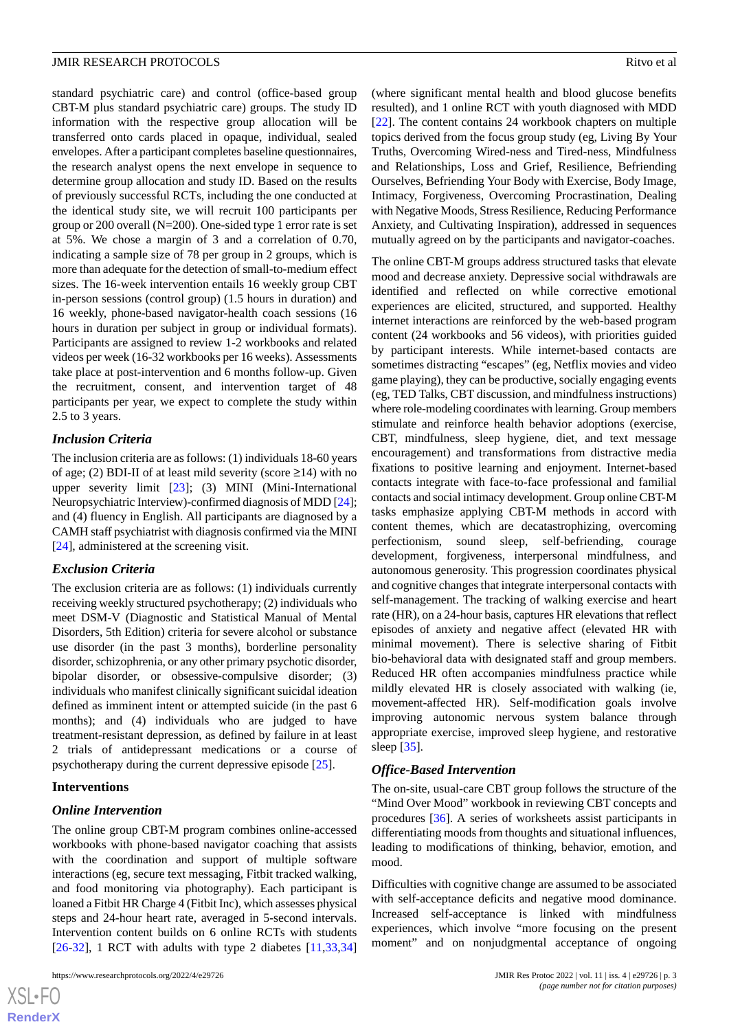standard psychiatric care) and control (office-based group CBT-M plus standard psychiatric care) groups. The study ID information with the respective group allocation will be transferred onto cards placed in opaque, individual, sealed envelopes. After a participant completes baseline questionnaires, the research analyst opens the next envelope in sequence to determine group allocation and study ID. Based on the results of previously successful RCTs, including the one conducted at the identical study site, we will recruit 100 participants per group or 200 overall (N=200). One-sided type 1 error rate is set at 5%. We chose a margin of 3 and a correlation of 0.70, indicating a sample size of 78 per group in 2 groups, which is more than adequate for the detection of small-to-medium effect sizes. The 16-week intervention entails 16 weekly group CBT in-person sessions (control group) (1.5 hours in duration) and 16 weekly, phone-based navigator-health coach sessions (16 hours in duration per subject in group or individual formats). Participants are assigned to review 1-2 workbooks and related videos per week (16-32 workbooks per 16 weeks). Assessments take place at post-intervention and 6 months follow-up. Given the recruitment, consent, and intervention target of 48 participants per year, we expect to complete the study within 2.5 to 3 years.

### *Inclusion Criteria*

The inclusion criteria are as follows: (1) individuals 18-60 years of age; (2) BDI-II of at least mild severity (score ≥14) with no upper severity limit [23]; (3) MINI (Mini-International Neuropsychiatric Interview)-confirmed diagnosis of MDD [24]; and (4) fluency in English. All participants are diagnosed by a CAMH staff psychiatrist with diagnosis confirmed via the MINI [24], administered at the screening visit.

### *Exclusion Criteria*

The exclusion criteria are as follows: (1) individuals currently receiving weekly structured psychotherapy; (2) individuals who meet DSM-V (Diagnostic and Statistical Manual of Mental Disorders, 5th Edition) criteria for severe alcohol or substance use disorder (in the past 3 months), borderline personality disorder, schizophrenia, or any other primary psychotic disorder, bipolar disorder, or obsessive-compulsive disorder; (3) individuals who manifest clinically significant suicidal ideation defined as imminent intent or attempted suicide (in the past 6 months); and (4) individuals who are judged to have treatment-resistant depression, as defined by failure in at least 2 trials of antidepressant medications or a course of psychotherapy during the current depressive episode [25].

## Interventions

### *Online Intervention*

The online group CBT-M program combines online-accessed workbooks with phone-based navigator coaching that assists with the coordination and support of multiple software interactions (eg, secure text messaging, Fitbit tracked walking, and food monitoring via photography). Each participant is loaned a Fitbit HR Charge 4 (Fitbit Inc), which assesses physical steps and 24-hour heart rate, averaged in 5-second intervals. Intervention content builds on 6 online RCTs with students [26-32], 1 RCT with adults with type 2 diabetes [11,33,34] (where significant mental health and blood glucose benefits resulted), and 1 online RCT with youth diagnosed with MDD [22]. The content contains 24 workbook chapters on multiple topics derived from the focus group study (eg, Living By Your Truths, Overcoming Wired-ness and Tired-ness, Mindfulness and Relationships, Loss and Grief, Resilience, Befriending Ourselves, Befriending Your Body with Exercise, Body Image, Intimacy, Forgiveness, Overcoming Procrastination, Dealing with Negative Moods, Stress Resilience, Reducing Performance Anxiety, and Cultivating Inspiration), addressed in sequences mutually agreed on by the participants and navigator-coaches.

The online CBT-M groups address structured tasks that elevate mood and decrease anxiety. Depressive social withdrawals are identified and reflected on while corrective emotional experiences are elicited, structured, and supported. Healthy internet interactions are reinforced by the web-based program content (24 workbooks and 56 videos), with priorities guided by participant interests. While internet-based contacts are sometimes distracting "escapes" (eg, Netflix movies and video game playing), they can be productive, socially engaging events (eg, TED Talks, CBT discussion, and mindfulness instructions) where role-modeling coordinates with learning. Group members stimulate and reinforce health behavior adoptions (exercise, CBT, mindfulness, sleep hygiene, diet, and text message encouragement) and transformations from distractive media fixations to positive learning and enjoyment. Internet-based contacts integrate with face-to-face professional and familial contacts and social intimacy development. Group online CBT-M tasks emphasize applying CBT-M methods in accord with content themes, which are decatastrophizing, overcoming perfectionism, sound sleep, self-befriending, courage development, forgiveness, interpersonal mindfulness, and autonomous generosity. This progression coordinates physical and cognitive changes that integrate interpersonal contacts with self-management. The tracking of walking exercise and heart rate (HR), on a 24-hour basis, captures HR elevations that reflect episodes of anxiety and negative affect (elevated HR with minimal movement). There is selective sharing of Fitbit bio-behavioral data with designated staff and group members. Reduced HR often accompanies mindfulness practice while mildly elevated HR is closely associated with walking (ie, movement-affected HR). Self-modification goals involve improving autonomic nervous system balance through appropriate exercise, improved sleep hygiene, and restorative sleep [35].

### *Office-Based Intervention*

The on-site, usual-care CBT group follows the structure of the "Mind Over Mood" workbook in reviewing CBT concepts and procedures [36]. A series of worksheets assist participants in differentiating moods from thoughts and situational influences, leading to modifications of thinking, behavior, emotion, and mood.

Difficulties with cognitive change are assumed to be associated with self-acceptance deficits and negative mood dominance. Increased self-acceptance is linked with mindfulness experiences, which involve "more focusing on the present moment" and on nonjudgmental acceptance of ongoing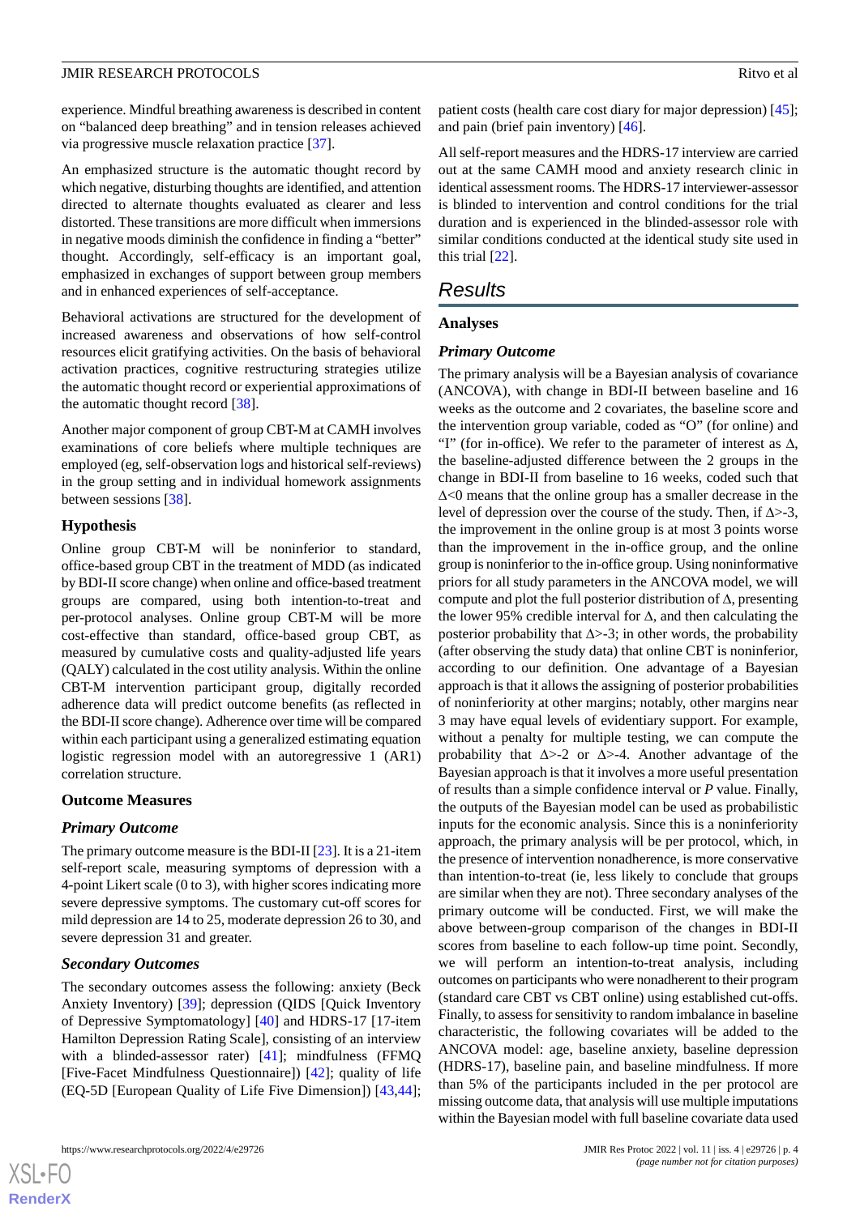experience. Mindful breathing awareness is described in content on "balanced deep breathing" and in tension releases achieved via progressive muscle relaxation practice [37].

An emphasized structure is the automatic thought record by which negative, disturbing thoughts are identified, and attention directed to alternate thoughts evaluated as clearer and less distorted. These transitions are more difficult when immersions in negative moods diminish the confidence in finding a "better" thought. Accordingly, self-efficacy is an important goal, emphasized in exchanges of support between group members and in enhanced experiences of self-acceptance.

Behavioral activations are structured for the development of increased awareness and observations of how self-control resources elicit gratifying activities. On the basis of behavioral activation practices, cognitive restructuring strategies utilize the automatic thought record or experiential approximations of the automatic thought record [38].

Another major component of group CBT-M at CAMH involves examinations of core beliefs where multiple techniques are employed (eg, self-observation logs and historical self-reviews) in the group setting and in individual homework assignments between sessions [38].

### Hypothesis

Online group CBT-M will be noninferior to standard, office-based group CBT in the treatment of MDD (as indicated by BDI-II score change) when online and office-based treatment groups are compared, using both intention-to-treat and per-protocol analyses. Online group CBT-M will be more cost-effective than standard, office-based group CBT, as measured by cumulative costs and quality-adjusted life years (QALY) calculated in the cost utility analysis. Within the online CBT-M intervention participant group, digitally recorded adherence data will predict outcome benefits (as reflected in the BDI-II score change). Adherence over time will be compared within each participant using a generalized estimating equation logistic regression model with an autoregressive 1 (AR1) correlation structure.

### Outcome Measures

#### *Primary Outcome*

The primary outcome measure is the BDI-II [23]. It is a 21-item self-report scale, measuring symptoms of depression with a 4-point Likert scale (0 to 3), with higher scores indicating more severe depressive symptoms. The customary cut-off scores for mild depression are 14 to 25, moderate depression 26 to 30, and severe depression 31 and greater.

#### *Secondary Outcomes*

The secondary outcomes assess the following: anxiety (Beck Anxiety Inventory) [39]; depression (QIDS [Quick Inventory of Depressive Symptomatology] [40] and HDRS-17 [17-item Hamilton Depression Rating Scale], consisting of an interview with a blinded-assessor rater) [41]; mindfulness (FFMQ [Five-Facet Mindfulness Questionnaire]) [42]; quality of life (EQ-5D [European Quality of Life Five Dimension]) [43,44]; patient costs (health care cost diary for major depression) [45]; and pain (brief pain inventory) [46].

All self-report measures and the HDRS-17 interview are carried out at the same CAMH mood and anxiety research clinic in identical assessment rooms. The HDRS-17 interviewer-assessor is blinded to intervention and control conditions for the trial duration and is experienced in the blinded-assessor role with similar conditions conducted at the identical study site used in this trial [22].

## Results

### Analyses

#### *Primary Outcome*

The primary analysis will be a Bayesian analysis of covariance (ANCOVA), with change in BDI-II between baseline and 16 weeks as the outcome and 2 covariates, the baseline score and the intervention group variable, coded as "O" (for online) and "I" (for in-office). We refer to the parameter of interest as $\Delta$, the baseline-adjusted difference between the 2 groups in the change in BDI-II from baseline to 16 weeks, coded such that $\Delta<0$ means that the online group has a smaller decrease in the level of depression over the course of the study. Then, if $\Delta>-3$, the improvement in the online group is at most 3 points worse than the improvement in the in-office group, and the online group is noninferior to the in-office group. Using noninformative priors for all study parameters in the ANCOVA model, we will compute and plot the full posterior distribution of $\Delta$, presenting the lower 95% credible interval for $\Delta$, and then calculating the posterior probability that $\Delta>-3$; in other words, the probability (after observing the study data) that online CBT is noninferior, according to our definition. One advantage of a Bayesian approach is that it allows the assigning of posterior probabilities of noninferiority at other margins; notably, other margins near 3 may have equal levels of evidentiary support. For example, without a penalty for multiple testing, we can compute the probability that $\Delta>-2$ or $\Delta>-4$. Another advantage of the Bayesian approach is that it involves a more useful presentation of results than a simple confidence interval or *P* value. Finally, the outputs of the Bayesian model can be used as probabilistic inputs for the economic analysis. Since this is a noninferiority approach, the primary analysis will be per protocol, which, in the presence of intervention nonadherence, is more conservative than intention-to-treat (ie, less likely to conclude that groups are similar when they are not). Three secondary analyses of the primary outcome will be conducted. First, we will make the above between-group comparison of the changes in BDI-II scores from baseline to each follow-up time point. Secondly, we will perform an intention-to-treat analysis, including outcomes on participants who were nonadherent to their program (standard care CBT vs CBT online) using established cut-offs. Finally, to assess for sensitivity to random imbalance in baseline characteristic, the following covariates will be added to the ANCOVA model: age, baseline anxiety, baseline depression (HDRS-17), baseline pain, and baseline mindfulness. If more than 5% of the participants included in the per protocol are missing outcome data, that analysis will use multiple imputations within the Bayesian model with full baseline covariate data used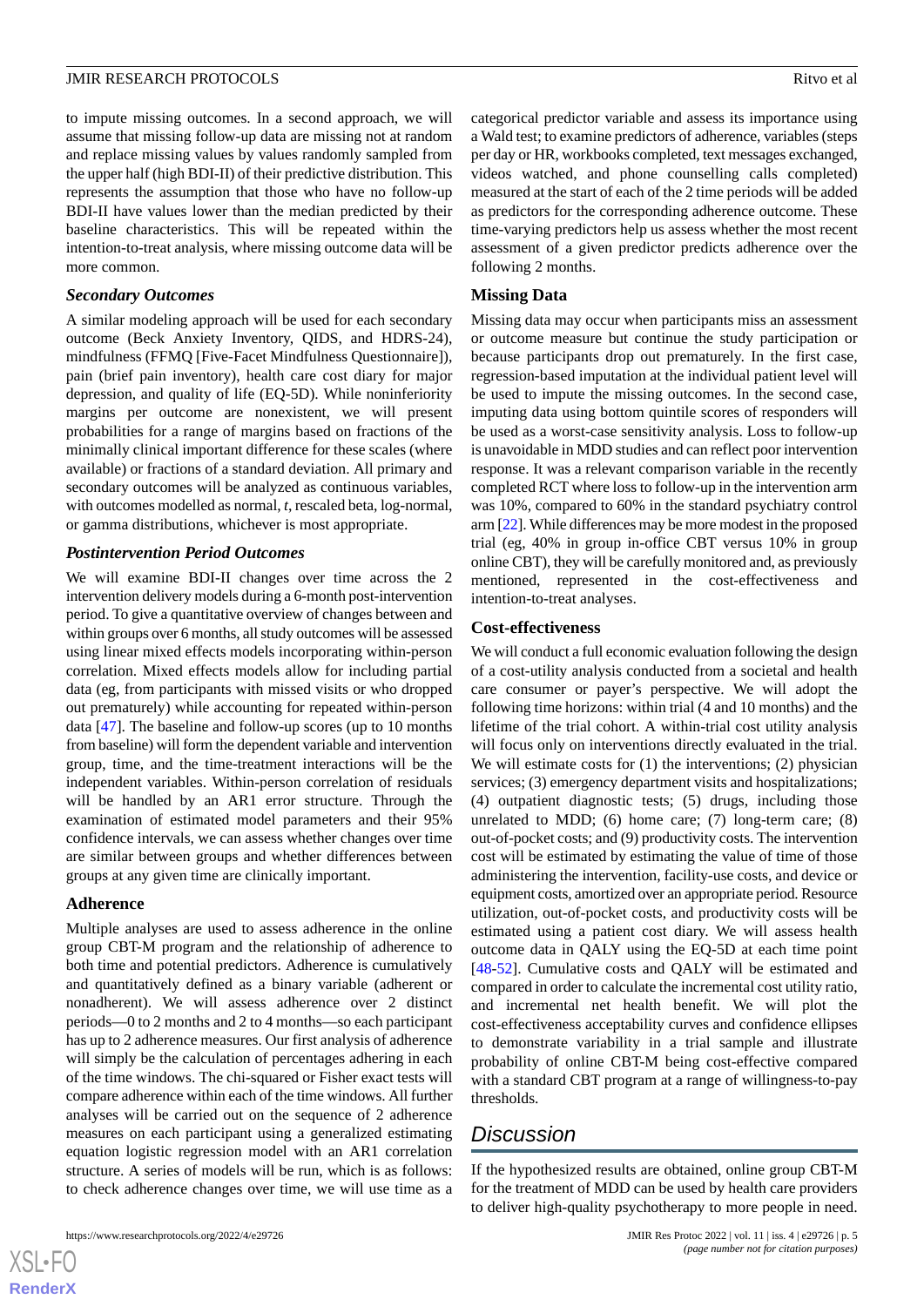to impute missing outcomes. In a second approach, we will assume that missing follow-up data are missing not at random and replace missing values by values randomly sampled from the upper half (high BDI-II) of their predictive distribution. This represents the assumption that those who have no follow-up BDI-II have values lower than the median predicted by their baseline characteristics. This will be repeated within the intention-to-treat analysis, where missing outcome data will be more common.

### *Secondary Outcomes*

A similar modeling approach will be used for each secondary outcome (Beck Anxiety Inventory, QIDS, and HDRS-24), mindfulness (FFMQ [Five-Facet Mindfulness Questionnaire]), pain (brief pain inventory), health care cost diary for major depression, and quality of life (EQ-5D). While noninferiority margins per outcome are nonexistent, we will present probabilities for a range of margins based on fractions of the minimally clinical important difference for these scales (where available) or fractions of a standard deviation. All primary and secondary outcomes will be analyzed as continuous variables, with outcomes modelled as normal, *t*, rescaled beta, log-normal, or gamma distributions, whichever is most appropriate.

### *Postintervention Period Outcomes*

We will examine BDI-II changes over time across the 2 intervention delivery models during a 6-month post-intervention period. To give a quantitative overview of changes between and within groups over 6 months, all study outcomes will be assessed using linear mixed effects models incorporating within-person correlation. Mixed effects models allow for including partial data (eg, from participants with missed visits or who dropped out prematurely) while accounting for repeated within-person data [47]. The baseline and follow-up scores (up to 10 months from baseline) will form the dependent variable and intervention group, time, and the time-treatment interactions will be the independent variables. Within-person correlation of residuals will be handled by an AR1 error structure. Through the examination of estimated model parameters and their 95% confidence intervals, we can assess whether changes over time are similar between groups and whether differences between groups at any given time are clinically important.

### Adherence

Multiple analyses are used to assess adherence in the online group CBT-M program and the relationship of adherence to both time and potential predictors. Adherence is cumulatively and quantitatively defined as a binary variable (adherent or nonadherent). We will assess adherence over 2 distinct periods—0 to 2 months and 2 to 4 months—so each participant has up to 2 adherence measures. Our first analysis of adherence will simply be the calculation of percentages adhering in each of the time windows. The chi-squared or Fisher exact tests will compare adherence within each of the time windows. All further analyses will be carried out on the sequence of 2 adherence measures on each participant using a generalized estimating equation logistic regression model with an AR1 correlation structure. A series of models will be run, which is as follows: to check adherence changes over time, we will use time as a categorical predictor variable and assess its importance using a Wald test; to examine predictors of adherence, variables (steps per day or HR, workbooks completed, text messages exchanged, videos watched, and phone counselling calls completed) measured at the start of each of the 2 time periods will be added as predictors for the corresponding adherence outcome. These time-varying predictors help us assess whether the most recent assessment of a given predictor predicts adherence over the following 2 months.

### Missing Data

Missing data may occur when participants miss an assessment or outcome measure but continue the study participation or because participants drop out prematurely. In the first case, regression-based imputation at the individual patient level will be used to impute the missing outcomes. In the second case, imputing data using bottom quintile scores of responders will be used as a worst-case sensitivity analysis. Loss to follow-up is unavoidable in MDD studies and can reflect poor intervention response. It was a relevant comparison variable in the recently completed RCT where loss to follow-up in the intervention arm was 10%, compared to 60% in the standard psychiatry control arm [22]. While differences may be more modest in the proposed trial (eg, 40% in group in-office CBT versus 10% in group online CBT), they will be carefully monitored and, as previously mentioned, represented in the cost-effectiveness and intention-to-treat analyses.

### Cost-effectiveness

We will conduct a full economic evaluation following the design of a cost-utility analysis conducted from a societal and health care consumer or payer's perspective. We will adopt the following time horizons: within trial (4 and 10 months) and the lifetime of the trial cohort. A within-trial cost utility analysis will focus only on interventions directly evaluated in the trial. We will estimate costs for (1) the interventions; (2) physician services; (3) emergency department visits and hospitalizations; (4) outpatient diagnostic tests; (5) drugs, including those unrelated to MDD; (6) home care; (7) long-term care; (8) out-of-pocket costs; and (9) productivity costs. The intervention cost will be estimated by estimating the value of time of those administering the intervention, facility-use costs, and device or equipment costs, amortized over an appropriate period. Resource utilization, out-of-pocket costs, and productivity costs will be estimated using a patient cost diary. We will assess health outcome data in QALY using the EQ-5D at each time point [48-52]. Cumulative costs and QALY will be estimated and compared in order to calculate the incremental cost utility ratio, and incremental net health benefit. We will plot the cost-effectiveness acceptability curves and confidence ellipses to demonstrate variability in a trial sample and illustrate probability of online CBT-M being cost-effective compared with a standard CBT program at a range of willingness-to-pay thresholds.

## Discussion

If the hypothesized results are obtained, online group CBT-M for the treatment of MDD can be used by health care providers to deliver high-quality psychotherapy to more people in need.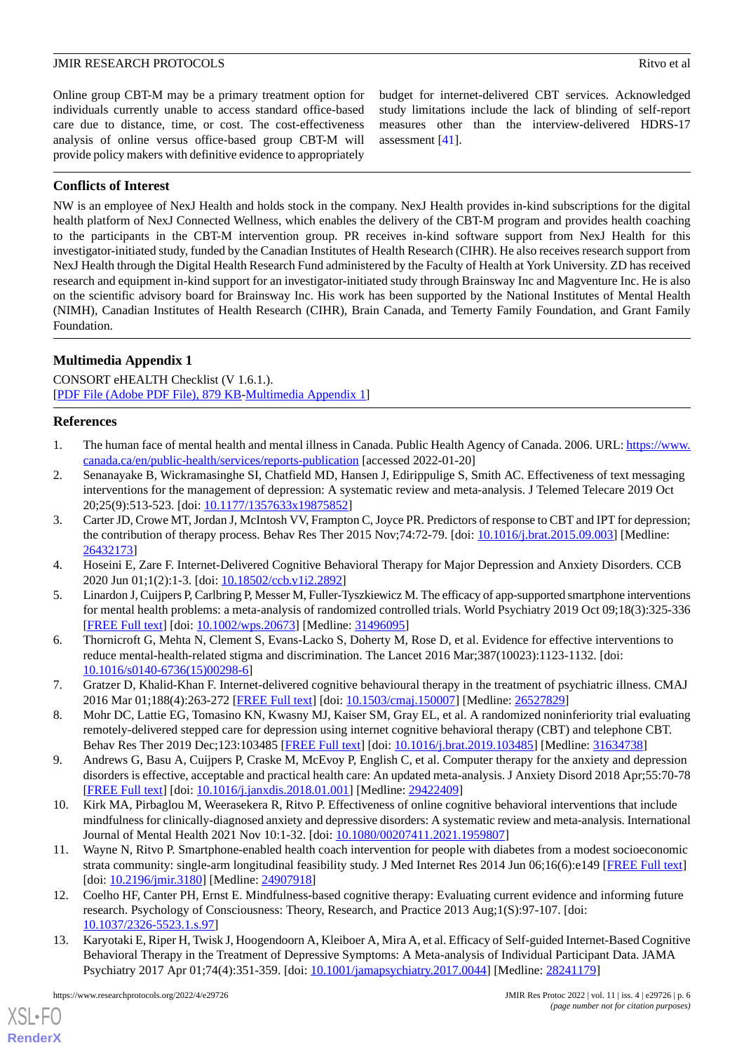Online group CBT-M may be a primary treatment option for individuals currently unable to access standard office-based care due to distance, time, or cost. The cost-effectiveness analysis of online versus office-based group CBT-M will provide policy makers with definitive evidence to appropriately budget for internet-delivered CBT services. Acknowledged study limitations include the lack of blinding of self-report measures other than the interview-delivered HDRS-17 assessment [41].

## Conflicts of Interest

NW is an employee of NexJ Health and holds stock in the company. NexJ Health provides in-kind subscriptions for the digital health platform of NexJ Connected Wellness, which enables the delivery of the CBT-M program and provides health coaching to the participants in the CBT-M intervention group. PR receives in-kind software support from NexJ Health for this investigator-initiated study, funded by the Canadian Institutes of Health Research (CIHR). He also receives research support from NexJ Health through the Digital Health Research Fund administered by the Faculty of Health at York University. ZD has received research and equipment in-kind support for an investigator-initiated study through Brainsway Inc and Magventure Inc. He is also on the scientific advisory board for Brainsway Inc. His work has been supported by the National Institutes of Mental Health (NIMH), Canadian Institutes of Health Research (CIHR), Brain Canada, and Temerty Family Foundation, and Grant Family Foundation.

## Multimedia Appendix 1

CONSORT eHEALTH Checklist (V 1.6.1.).
[PDF File (Adobe PDF File), 879 KB-Multimedia Appendix 1]

## References

1. The human face of mental health and mental illness in Canada. Public Health Agency of Canada. 2006. URL: https://www.canada.ca/en/public-health/services/reports-publication [accessed 2022-01-20]
2. Senanayake B, Wickramasinghe SI, Chatfield MD, Hansen J, Edirippulige S, Smith AC. Effectiveness of text messaging interventions for the management of depression: A systematic review and meta-analysis. J Telemed Telecare 2019 Oct 20;25(9):513-523. [doi: 10.1177/1357633x19875852]
3. Carter JD, Crowe MT, Jordan J, McIntosh VV, Frampton C, Joyce PR. Predictors of response to CBT and IPT for depression; the contribution of therapy process. Behav Res Ther 2015 Nov;74:72-79. [doi: 10.1016/j.brat.2015.09.003] [Medline: 26432173]
4. Hoseini E, Zare F. Internet-Delivered Cognitive Behavioral Therapy for Major Depression and Anxiety Disorders. CCB 2020 Jun 01;1(2):1-3. [doi: 10.18502/ccb.v1i2.2892]
5. Linardon J, Cuijpers P, Carlbring P, Messer M, Fuller-Tyszkiewicz M. The efficacy of app-supported smartphone interventions for mental health problems: a meta-analysis of randomized controlled trials. World Psychiatry 2019 Oct 09;18(3):325-336 [FREE Full text] [doi: 10.1002/wps.20673] [Medline: 31496095]
6. Thornicroft G, Mehta N, Clement S, Evans-Lacko S, Doherty M, Rose D, et al. Evidence for effective interventions to reduce mental-health-related stigma and discrimination. The Lancet 2016 Mar;387(10023):1123-1132. [doi: 10.1016/s0140-6736(15)00298-6]
7. Gratzer D, Khalid-Khan F. Internet-delivered cognitive behavioural therapy in the treatment of psychiatric illness. CMAJ 2016 Mar 01;188(4):263-272 [FREE Full text] [doi: 10.1503/cmaj.150007] [Medline: 26527829]
8. Mohr DC, Lattie EG, Tomasino KN, Kwasny MJ, Kaiser SM, Gray EL, et al. A randomized noninferiority trial evaluating remotely-delivered stepped care for depression using internet cognitive behavioral therapy (CBT) and telephone CBT. Behav Res Ther 2019 Dec;123:103485 [FREE Full text] [doi: 10.1016/j.brat.2019.103485] [Medline: 31634738]
9. Andrews G, Basu A, Cuijpers P, Craske M, McEvoy P, English C, et al. Computer therapy for the anxiety and depression disorders is effective, acceptable and practical health care: An updated meta-analysis. J Anxiety Disord 2018 Apr;55:70-78 [FREE Full text] [doi: 10.1016/j.janxdis.2018.01.001] [Medline: 29422409]
10. Kirk MA, Pirbaglou M, Weerasekera R, Ritvo P. Effectiveness of online cognitive behavioral interventions that include mindfulness for clinically-diagnosed anxiety and depressive disorders: A systematic review and meta-analysis. International Journal of Mental Health 2021 Nov 10:1-32. [doi: 10.1080/00207411.2021.1959807]
11. Wayne N, Ritvo P. Smartphone-enabled health coach intervention for people with diabetes from a modest socioeconomic strata community: single-arm longitudinal feasibility study. J Med Internet Res 2014 Jun 06;16(6):e149 [FREE Full text] [doi: 10.2196/jmir.3180] [Medline: 24907918]
12. Coelho HF, Canter PH, Ernst E. Mindfulness-based cognitive therapy: Evaluating current evidence and informing future research. Psychology of Consciousness: Theory, Research, and Practice 2013 Aug;1(S):97-107. [doi: 10.1037/2326-5523.1.s.97]
13. Karyotaki E, Riper H, Twisk J, Hoogendoorn A, Kleiboer A, Mira A, et al. Efficacy of Self-guided Internet-Based Cognitive Behavioral Therapy in the Treatment of Depressive Symptoms: A Meta-analysis of Individual Participant Data. JAMA Psychiatry 2017 Apr 01;74(4):351-359. [doi: 10.1001/jamapsychiatry.2017.0044] [Medline: 28241179]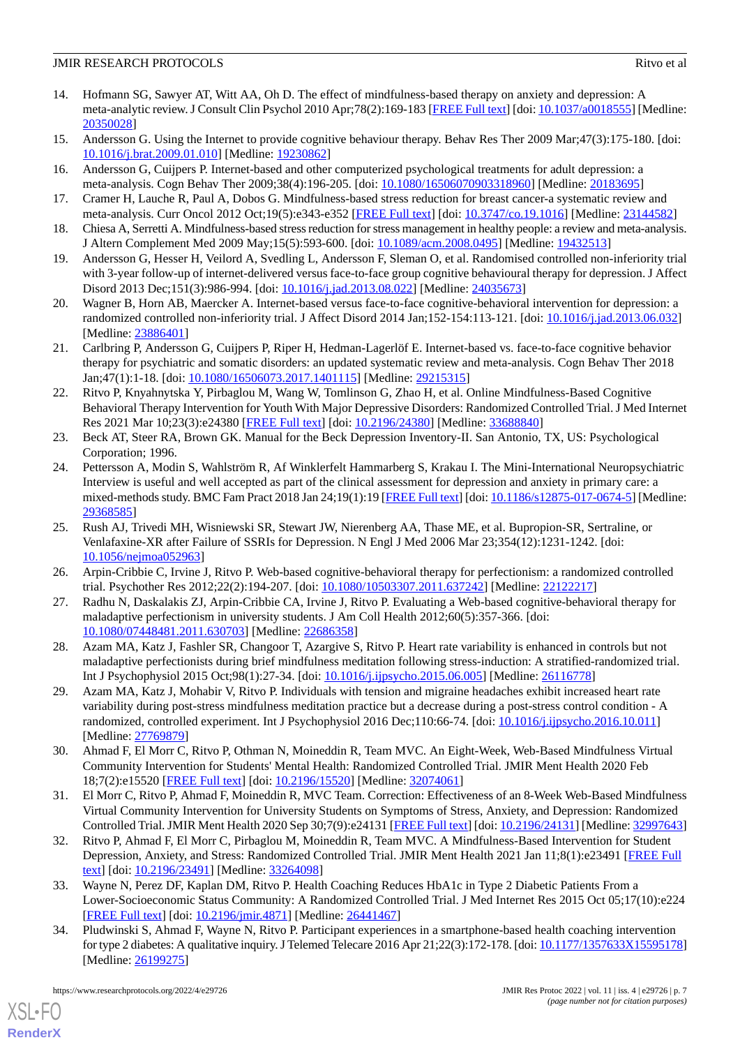14. Hofmann SG, Sawyer AT, Witt AA, Oh D. The effect of mindfulness-based therapy on anxiety and depression: A meta-analytic review. J Consult Clin Psychol 2010 Apr;78(2):169-183 [FREE Full text] [doi: 10.1037/a0018555] [Medline: 20350028]
15. Andersson G. Using the Internet to provide cognitive behaviour therapy. Behav Res Ther 2009 Mar;47(3):175-180. [doi: 10.1016/j.brat.2009.01.010] [Medline: 19230862]
16. Andersson G, Cuijpers P. Internet-based and other computerized psychological treatments for adult depression: a meta-analysis. Cogn Behav Ther 2009;38(4):196-205. [doi: 10.1080/16506070903318960] [Medline: 20183695]
17. Cramer H, Lauche R, Paul A, Dobos G. Mindfulness-based stress reduction for breast cancer-a systematic review and meta-analysis. Curr Oncol 2012 Oct;19(5):e343-e352 [FREE Full text] [doi: 10.3747/co.19.1016] [Medline: 23144582]
18. Chiesa A, Serretti A. Mindfulness-based stress reduction for stress management in healthy people: a review and meta-analysis. J Altern Complement Med 2009 May;15(5):593-600. [doi: 10.1089/acm.2008.0495] [Medline: 19432513]
19. Andersson G, Hesser H, Veilord A, Svedling L, Andersson F, Sleman O, et al. Randomised controlled non-inferiority trial with 3-year follow-up of internet-delivered versus face-to-face group cognitive behavioural therapy for depression. J Affect Disord 2013 Dec;151(3):986-994. [doi: 10.1016/j.jad.2013.08.022] [Medline: 24035673]
20. Wagner B, Horn AB, Maercker A. Internet-based versus face-to-face cognitive-behavioral intervention for depression: a randomized controlled non-inferiority trial. J Affect Disord 2014 Jan;152-154:113-121. [doi: 10.1016/j.jad.2013.06.032] [Medline: 23886401]
21. Carlbring P, Andersson G, Cuijpers P, Riper H, Hedman-Lagerlöf E. Internet-based vs. face-to-face cognitive behavior therapy for psychiatric and somatic disorders: an updated systematic review and meta-analysis. Cogn Behav Ther 2018 Jan;47(1):1-18. [doi: 10.1080/16506073.2017.1401115] [Medline: 29215315]
22. Ritvo P, Knyahnytska Y, Pirbaglou M, Wang W, Tomlinson G, Zhao H, et al. Online Mindfulness-Based Cognitive Behavioral Therapy Intervention for Youth With Major Depressive Disorders: Randomized Controlled Trial. J Med Internet Res 2021 Mar 10;23(3):e24380 [FREE Full text] [doi: 10.2196/24380] [Medline: 33688840]
23. Beck AT, Steer RA, Brown GK. Manual for the Beck Depression Inventory-II. San Antonio, TX, US: Psychological Corporation; 1996.
24. Pettersson A, Modin S, Wahlström R, Af Winklerfelt Hammarberg S, Krakau I. The Mini-International Neuropsychiatric Interview is useful and well accepted as part of the clinical assessment for depression and anxiety in primary care: a mixed-methods study. BMC Fam Pract 2018 Jan 24;19(1):19 [FREE Full text] [doi: 10.1186/s12875-017-0674-5] [Medline: 29368585]
25. Rush AJ, Trivedi MH, Wisniewski SR, Stewart JW, Nierenberg AA, Thase ME, et al. Bupropion-SR, Sertraline, or Venlafaxine-XR after Failure of SSRIs for Depression. N Engl J Med 2006 Mar 23;354(12):1231-1242. [doi: 10.1056/nejmoa052963]
26. Arpin-Cribbie C, Irvine J, Ritvo P. Web-based cognitive-behavioral therapy for perfectionism: a randomized controlled trial. Psychother Res 2012;22(2):194-207. [doi: 10.1080/10503307.2011.637242] [Medline: 22122217]
27. Radhu N, Daskalakis ZJ, Arpin-Cribbie CA, Irvine J, Ritvo P. Evaluating a Web-based cognitive-behavioral therapy for maladaptive perfectionism in university students. J Am Coll Health 2012;60(5):357-366. [doi: 10.1080/07448481.2011.630703] [Medline: 22686358]
28. Azam MA, Katz J, Fashler SR, Changoor T, Azargive S, Ritvo P. Heart rate variability is enhanced in controls but not maladaptive perfectionists during brief mindfulness meditation following stress-induction: A stratified-randomized trial. Int J Psychophysiol 2015 Oct;98(1):27-34. [doi: 10.1016/j.ijpsycho.2015.06.005] [Medline: 26116778]
29. Azam MA, Katz J, Mohabir V, Ritvo P. Individuals with tension and migraine headaches exhibit increased heart rate variability during post-stress mindfulness meditation practice but a decrease during a post-stress control condition - A randomized, controlled experiment. Int J Psychophysiol 2016 Dec;110:66-74. [doi: 10.1016/j.ijpsycho.2016.10.011] [Medline: 27769879]
30. Ahmad F, El Morr C, Ritvo P, Othman N, Moineddin R, Team MVC. An Eight-Week, Web-Based Mindfulness Virtual Community Intervention for Students' Mental Health: Randomized Controlled Trial. JMIR Ment Health 2020 Feb 18;7(2):e15520 [FREE Full text] [doi: 10.2196/15520] [Medline: 32074061]
31. El Morr C, Ritvo P, Ahmad F, Moineddin R, MVC Team. Correction: Effectiveness of an 8-Week Web-Based Mindfulness Virtual Community Intervention for University Students on Symptoms of Stress, Anxiety, and Depression: Randomized Controlled Trial. JMIR Ment Health 2020 Sep 30;7(9):e24131 [FREE Full text] [doi: 10.2196/24131] [Medline: 32997643]
32. Ritvo P, Ahmad F, El Morr C, Pirbaglou M, Moineddin R, Team MVC. A Mindfulness-Based Intervention for Student Depression, Anxiety, and Stress: Randomized Controlled Trial. JMIR Ment Health 2021 Jan 11;8(1):e23491 [FREE Full text] [doi: 10.2196/23491] [Medline: 33264098]
33. Wayne N, Perez DF, Kaplan DM, Ritvo P. Health Coaching Reduces HbA1c in Type 2 Diabetic Patients From a Lower-Socioeconomic Status Community: A Randomized Controlled Trial. J Med Internet Res 2015 Oct 05;17(10):e224 [FREE Full text] [doi: 10.2196/jmir.4871] [Medline: 26441467]
34. Pludwinski S, Ahmad F, Wayne N, Ritvo P. Participant experiences in a smartphone-based health coaching intervention for type 2 diabetes: A qualitative inquiry. J Telemed Telecare 2016 Apr 21;22(3):172-178. [doi: 10.1177/1357633X15595178] [Medline: 26199275]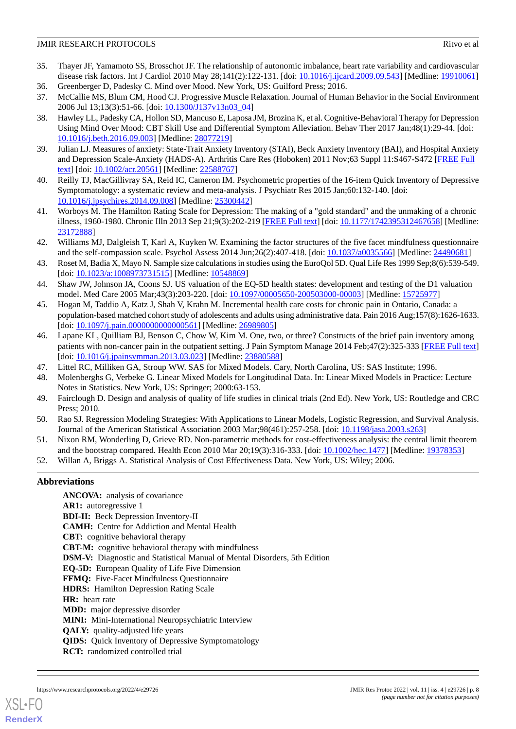35. Thayer JF, Yamamoto SS, Brosschot JF. The relationship of autonomic imbalance, heart rate variability and cardiovascular disease risk factors. Int J Cardiol 2010 May 28;141(2):122-131. [doi: 10.1016/j.ijcard.2009.09.543] [Medline: 19910061]
36. Greenberger D, Padesky C. Mind over Mood. New York, US: Guilford Press; 2016.
37. McCallie MS, Blum CM, Hood CJ. Progressive Muscle Relaxation. Journal of Human Behavior in the Social Environment 2006 Jul 13;13(3):51-66. [doi: 10.1300/J137v13n03_04]
38. Hawley LL, Padesky CA, Hollon SD, Mancuso E, Laposa JM, Brozina K, et al. Cognitive-Behavioral Therapy for Depression Using Mind Over Mood: CBT Skill Use and Differential Symptom Alleviation. Behav Ther 2017 Jan;48(1):29-44. [doi: 10.1016/j.beth.2016.09.003] [Medline: 28077219]
39. Julian LJ. Measures of anxiety: State-Trait Anxiety Inventory (STAI), Beck Anxiety Inventory (BAI), and Hospital Anxiety and Depression Scale-Anxiety (HADS-A). Arthritis Care Res (Hoboken) 2011 Nov;63 Suppl 11:S467-S472 [FREE Full text] [doi: 10.1002/acr.20561] [Medline: 22588767]
40. Reilly TJ, MacGillivray SA, Reid IC, Cameron IM. Psychometric properties of the 16-item Quick Inventory of Depressive Symptomatology: a systematic review and meta-analysis. J Psychiatr Res 2015 Jan;60:132-140. [doi: 10.1016/j.jpsychires.2014.09.008] [Medline: 25300442]
41. Worboys M. The Hamilton Rating Scale for Depression: The making of a "gold standard" and the unmaking of a chronic illness, 1960-1980. Chronic Illn 2013 Sep 21;9(3):202-219 [FREE Full text] [doi: 10.1177/1742395312467658] [Medline: 23172888]
42. Williams MJ, Dalgleish T, Karl A, Kuyken W. Examining the factor structures of the five facet mindfulness questionnaire and the self-compassion scale. Psychol Assess 2014 Jun;26(2):407-418. [doi: 10.1037/a0035566] [Medline: 24490681]
43. Roset M, Badia X, Mayo N. Sample size calculations in studies using the EuroQol 5D. Qual Life Res 1999 Sep;8(6):539-549. [doi: 10.1023/a:1008973731515] [Medline: 10548869]
44. Shaw JW, Johnson JA, Coons SJ. US valuation of the EQ-5D health states: development and testing of the D1 valuation model. Med Care 2005 Mar;43(3):203-220. [doi: 10.1097/00005650-200503000-00003] [Medline: 15725977]
45. Hogan M, Taddio A, Katz J, Shah V, Krahn M. Incremental health care costs for chronic pain in Ontario, Canada: a population-based matched cohort study of adolescents and adults using administrative data. Pain 2016 Aug;157(8):1626-1633. [doi: 10.1097/j.pain.0000000000000561] [Medline: 26989805]
46. Lapane KL, Quilliam BJ, Benson C, Chow W, Kim M. One, two, or three? Constructs of the brief pain inventory among patients with non-cancer pain in the outpatient setting. J Pain Symptom Manage 2014 Feb;47(2):325-333 [FREE Full text] [doi: 10.1016/j.jpainsymman.2013.03.023] [Medline: 23880588]
47. Littel RC, Milliken GA, Stroup WW. SAS for Mixed Models. Cary, North Carolina, US: SAS Institute; 1996.
48. Molenberghs G, Verbeke G. Linear Mixed Models for Longitudinal Data. In: Linear Mixed Models in Practice: Lecture Notes in Statistics. New York, US: Springer; 2000:63-153.
49. Fairclough D. Design and analysis of quality of life studies in clinical trials (2nd Ed). New York, US: Routledge and CRC Press; 2010.
50. Rao SJ. Regression Modeling Strategies: With Applications to Linear Models, Logistic Regression, and Survival Analysis. Journal of the American Statistical Association 2003 Mar;98(461):257-258. [doi: 10.1198/jasa.2003.s263]
51. Nixon RM, Wonderling D, Grieve RD. Non-parametric methods for cost-effectiveness analysis: the central limit theorem and the bootstrap compared. Health Econ 2010 Mar 20;19(3):316-333. [doi: 10.1002/hec.1477] [Medline: 19378353]
52. Willan A, Briggs A. Statistical Analysis of Cost Effectiveness Data. New York, US: Wiley; 2006.

## Abbreviations

**ANCOVA:** analysis of covariance
**AR1:** autoregressive 1
**BDI-II:** Beck Depression Inventory-II
**CAMH:** Centre for Addiction and Mental Health
**CBT:** cognitive behavioral therapy
**CBT-M:** cognitive behavioral therapy with mindfulness
**DSM-V:** Diagnostic and Statistical Manual of Mental Disorders, 5th Edition
**EQ-5D:** European Quality of Life Five Dimension
**FFMQ:** Five-Facet Mindfulness Questionnaire
**HDRS:** Hamilton Depression Rating Scale
**HR:** heart rate
**MDD:** major depressive disorder
**MINI:** Mini-International Neuropsychiatric Interview
**QALY:** quality-adjusted life years
**QIDS:** Quick Inventory of Depressive Symptomatology
**RCT:** randomized controlled trial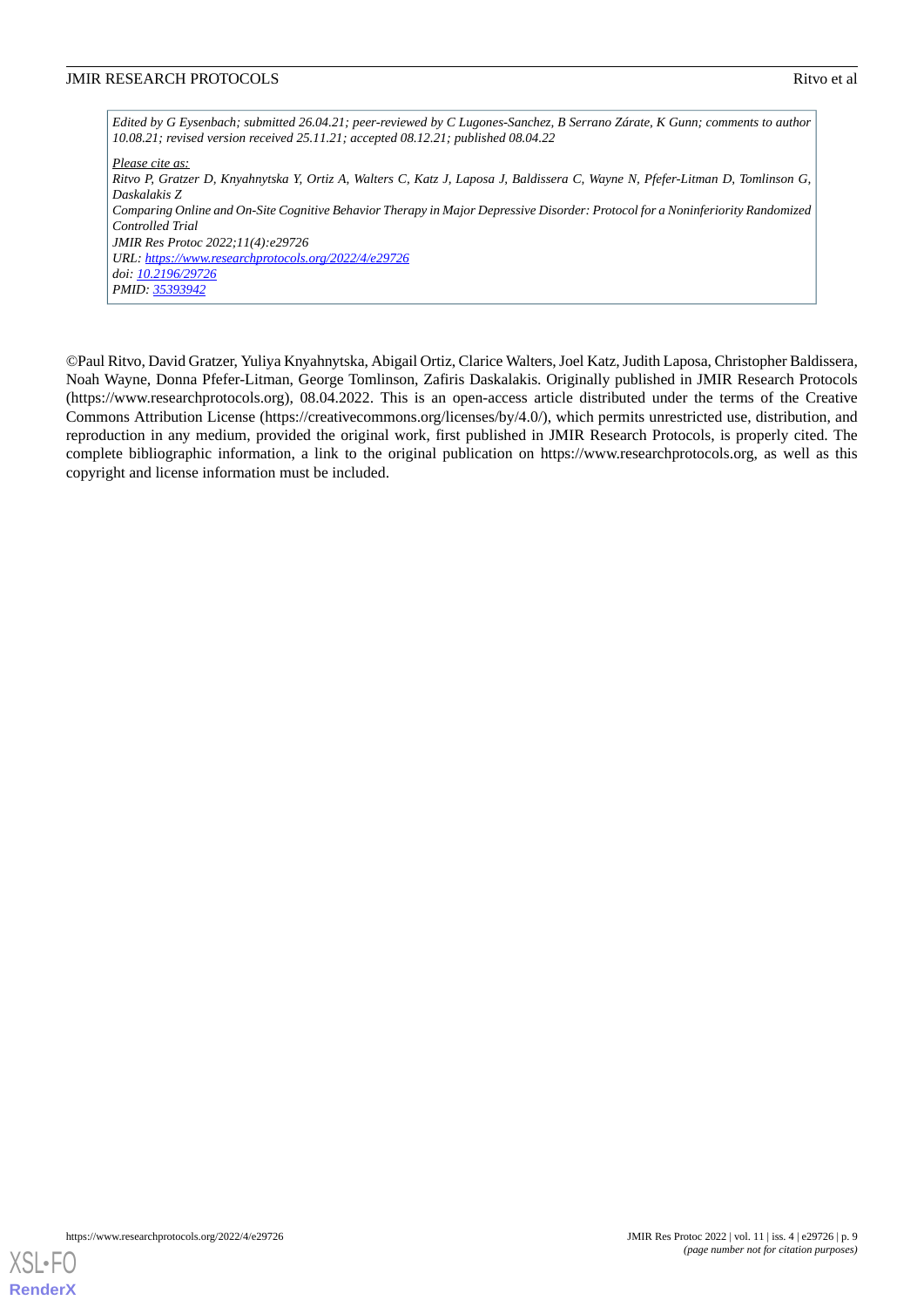*Edited by G Eysenbach; submitted 26.04.21; peer-reviewed by C Lugones-Sanchez, B Serrano Zárate, K Gunn; comments to author 10.08.21; revised version received 25.11.21; accepted 08.12.21; published 08.04.22*

*Please cite as:*
*Ritvo P, Gratzer D, Knyahnytska Y, Ortiz A, Walters C, Katz J, Laposa J, Baldissera C, Wayne N, Pfefer-Litman D, Tomlinson G, Daskalakis Z*
*Comparing Online and On-Site Cognitive Behavior Therapy in Major Depressive Disorder: Protocol for a Noninferiority Randomized Controlled Trial*
*JMIR Res Protoc 2022;11(4):e29726*
*URL: https://www.researchprotocols.org/2022/4/e29726*
*doi: 10.2196/29726*
*PMID: 35393942*

©Paul Ritvo, David Gratzer, Yuliya Knyahnytska, Abigail Ortiz, Clarice Walters, Joel Katz, Judith Laposa, Christopher Baldissera, Noah Wayne, Donna Pfefer-Litman, George Tomlinson, Zafiris Daskalakis. Originally published in JMIR Research Protocols (https://www.researchprotocols.org), 08.04.2022. This is an open-access article distributed under the terms of the Creative Commons Attribution License (https://creativecommons.org/licenses/by/4.0/), which permits unrestricted use, distribution, and reproduction in any medium, provided the original work, first published in JMIR Research Protocols, is properly cited. The complete bibliographic information, a link to the original publication on https://www.researchprotocols.org, as well as this copyright and license information must be included.